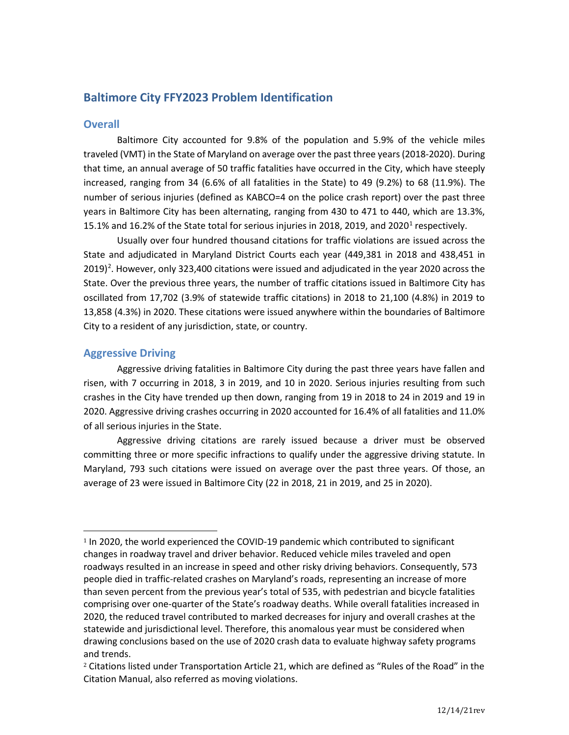## Baltimore City FFY2023 Problem Identification

### Overall

Baltimore City accounted for 9.8% of the population and 5.9% of the vehicle miles traveled (VMT) in the State of Maryland on average over the past three years (2018-2020). During that time, an annual average of 50 traffic fatalities have occurred in the City, which have steeply increased, ranging from 34 (6.6% of all fatalities in the State) to 49 (9.2%) to 68 (11.9%). The number of serious injuries (defined as KABCO=4 on the police crash report) over the past three years in Baltimore City has been alternating, ranging from 430 to 471 to 440, which are 13.3%, 15.1% and 16.2% of the State total for serious injuries in 2018, 2019, and 2020[1] respectively.

Usually over four hundred thousand citations for traffic violations are issued across the State and adjudicated in Maryland District Courts each year (449,381 in 2018 and 438,451 in 2019)[2]. However, only 323,400 citations were issued and adjudicated in the year 2020 across the State. Over the previous three years, the number of traffic citations issued in Baltimore City has oscillated from 17,702 (3.9% of statewide traffic citations) in 2018 to 21,100 (4.8%) in 2019 to 13,858 (4.3%) in 2020. These citations were issued anywhere within the boundaries of Baltimore City to a resident of any jurisdiction, state, or country.

### Aggressive Driving

Aggressive driving fatalities in Baltimore City during the past three years have fallen and risen, with 7 occurring in 2018, 3 in 2019, and 10 in 2020. Serious injuries resulting from such crashes in the City have trended up then down, ranging from 19 in 2018 to 24 in 2019 and 19 in 2020. Aggressive driving crashes occurring in 2020 accounted for 16.4% of all fatalities and 11.0% of all serious injuries in the State.

Aggressive driving citations are rarely issued because a driver must be observed committing three or more specific infractions to qualify under the aggressive driving statute. In Maryland, 793 such citations were issued on average over the past three years. Of those, an average of 23 were issued in Baltimore City (22 in 2018, 21 in 2019, and 25 in 2020).

---

[1] In 2020, the world experienced the COVID-19 pandemic which contributed to significant changes in roadway travel and driver behavior. Reduced vehicle miles traveled and open roadways resulted in an increase in speed and other risky driving behaviors. Consequently, 573 people died in traffic-related crashes on Maryland's roads, representing an increase of more than seven percent from the previous year's total of 535, with pedestrian and bicycle fatalities comprising over one-quarter of the State's roadway deaths. While overall fatalities increased in 2020, the reduced travel contributed to marked decreases for injury and overall crashes at the statewide and jurisdictional level. Therefore, this anomalous year must be considered when drawing conclusions based on the use of 2020 crash data to evaluate highway safety programs and trends.

[2] Citations listed under Transportation Article 21, which are defined as "Rules of the Road" in the Citation Manual, also referred as moving violations.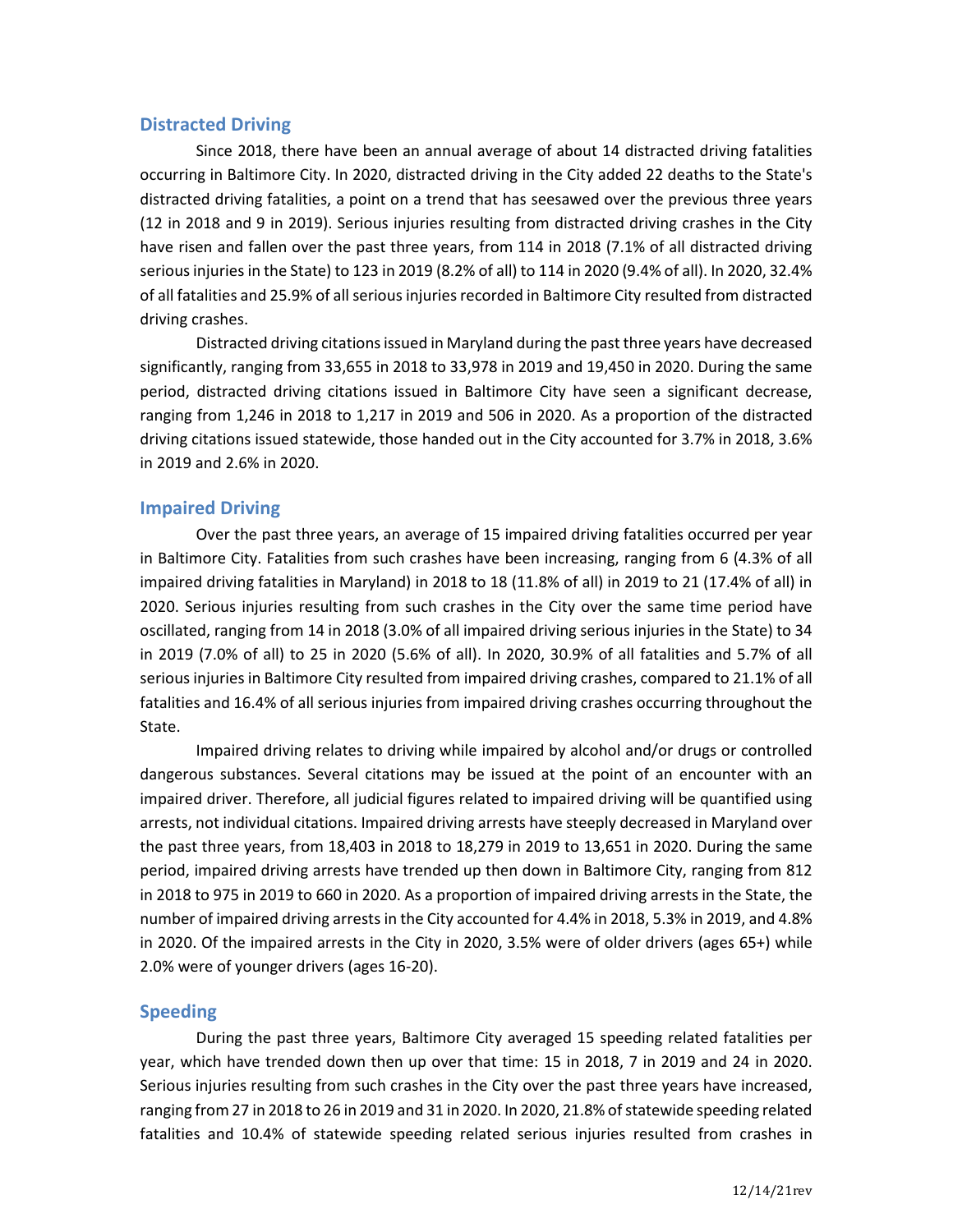## Distracted Driving

Since 2018, there have been an annual average of about 14 distracted driving fatalities occurring in Baltimore City. In 2020, distracted driving in the City added 22 deaths to the State's distracted driving fatalities, a point on a trend that has seesawed over the previous three years (12 in 2018 and 9 in 2019). Serious injuries resulting from distracted driving crashes in the City have risen and fallen over the past three years, from 114 in 2018 (7.1% of all distracted driving serious injuries in the State) to 123 in 2019 (8.2% of all) to 114 in 2020 (9.4% of all). In 2020, 32.4% of all fatalities and 25.9% of all serious injuries recorded in Baltimore City resulted from distracted driving crashes.

Distracted driving citations issued in Maryland during the past three years have decreased significantly, ranging from 33,655 in 2018 to 33,978 in 2019 and 19,450 in 2020. During the same period, distracted driving citations issued in Baltimore City have seen a significant decrease, ranging from 1,246 in 2018 to 1,217 in 2019 and 506 in 2020. As a proportion of the distracted driving citations issued statewide, those handed out in the City accounted for 3.7% in 2018, 3.6% in 2019 and 2.6% in 2020.

## Impaired Driving

Over the past three years, an average of 15 impaired driving fatalities occurred per year in Baltimore City. Fatalities from such crashes have been increasing, ranging from 6 (4.3% of all impaired driving fatalities in Maryland) in 2018 to 18 (11.8% of all) in 2019 to 21 (17.4% of all) in 2020. Serious injuries resulting from such crashes in the City over the same time period have oscillated, ranging from 14 in 2018 (3.0% of all impaired driving serious injuries in the State) to 34 in 2019 (7.0% of all) to 25 in 2020 (5.6% of all). In 2020, 30.9% of all fatalities and 5.7% of all serious injuries in Baltimore City resulted from impaired driving crashes, compared to 21.1% of all fatalities and 16.4% of all serious injuries from impaired driving crashes occurring throughout the State.

Impaired driving relates to driving while impaired by alcohol and/or drugs or controlled dangerous substances. Several citations may be issued at the point of an encounter with an impaired driver. Therefore, all judicial figures related to impaired driving will be quantified using arrests, not individual citations. Impaired driving arrests have steeply decreased in Maryland over the past three years, from 18,403 in 2018 to 18,279 in 2019 to 13,651 in 2020. During the same period, impaired driving arrests have trended up then down in Baltimore City, ranging from 812 in 2018 to 975 in 2019 to 660 in 2020. As a proportion of impaired driving arrests in the State, the number of impaired driving arrests in the City accounted for 4.4% in 2018, 5.3% in 2019, and 4.8% in 2020. Of the impaired arrests in the City in 2020, 3.5% were of older drivers (ages 65+) while 2.0% were of younger drivers (ages 16-20).

## Speeding

During the past three years, Baltimore City averaged 15 speeding related fatalities per year, which have trended down then up over that time: 15 in 2018, 7 in 2019 and 24 in 2020. Serious injuries resulting from such crashes in the City over the past three years have increased, ranging from 27 in 2018 to 26 in 2019 and 31 in 2020. In 2020, 21.8% of statewide speeding related fatalities and 10.4% of statewide speeding related serious injuries resulted from crashes in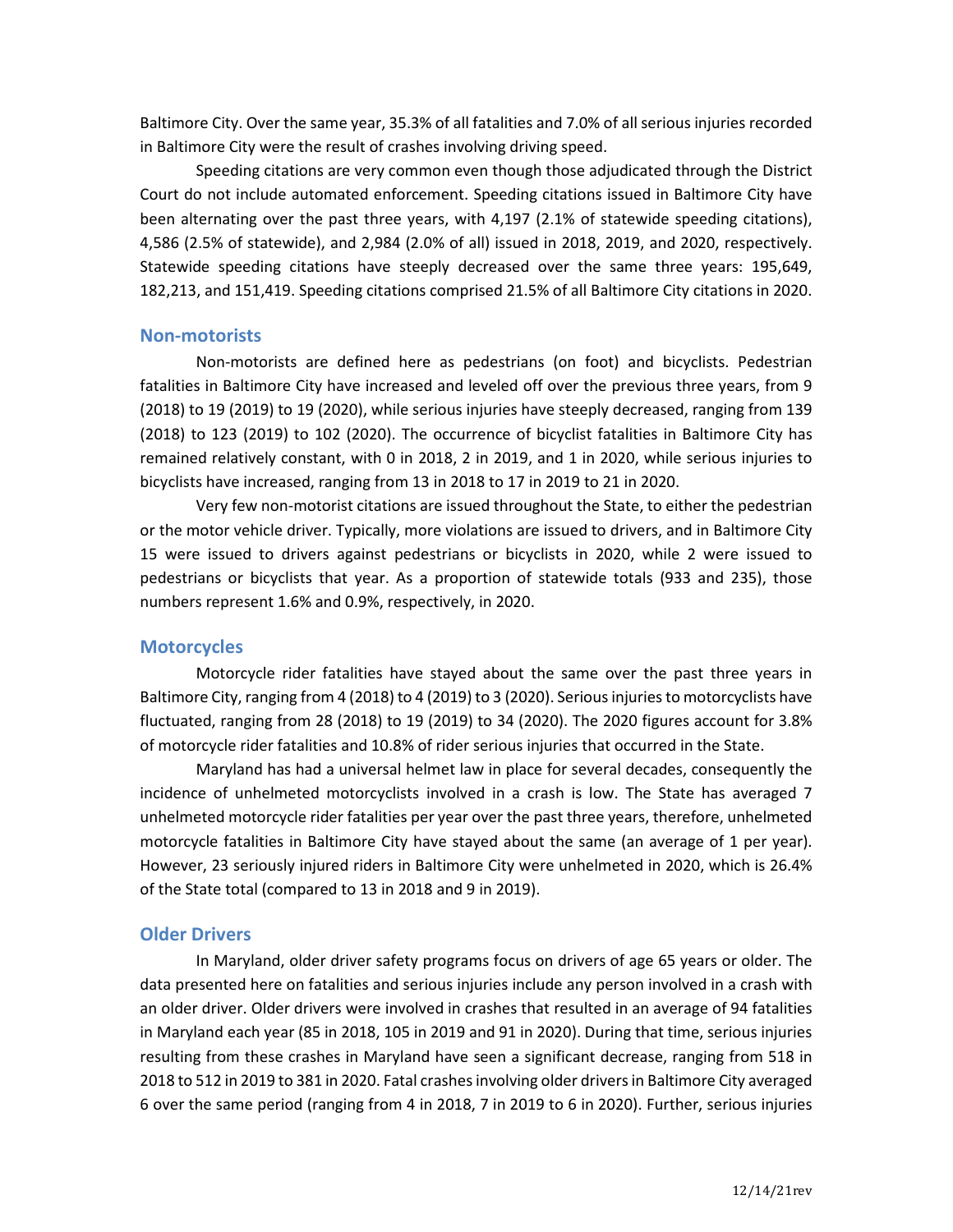Baltimore City. Over the same year, 35.3% of all fatalities and 7.0% of all serious injuries recorded in Baltimore City were the result of crashes involving driving speed.

Speeding citations are very common even though those adjudicated through the District Court do not include automated enforcement. Speeding citations issued in Baltimore City have been alternating over the past three years, with 4,197 (2.1% of statewide speeding citations), 4,586 (2.5% of statewide), and 2,984 (2.0% of all) issued in 2018, 2019, and 2020, respectively. Statewide speeding citations have steeply decreased over the same three years: 195,649, 182,213, and 151,419. Speeding citations comprised 21.5% of all Baltimore City citations in 2020.

## Non-motorists

Non-motorists are defined here as pedestrians (on foot) and bicyclists. Pedestrian fatalities in Baltimore City have increased and leveled off over the previous three years, from 9 (2018) to 19 (2019) to 19 (2020), while serious injuries have steeply decreased, ranging from 139 (2018) to 123 (2019) to 102 (2020). The occurrence of bicyclist fatalities in Baltimore City has remained relatively constant, with 0 in 2018, 2 in 2019, and 1 in 2020, while serious injuries to bicyclists have increased, ranging from 13 in 2018 to 17 in 2019 to 21 in 2020.

Very few non-motorist citations are issued throughout the State, to either the pedestrian or the motor vehicle driver. Typically, more violations are issued to drivers, and in Baltimore City 15 were issued to drivers against pedestrians or bicyclists in 2020, while 2 were issued to pedestrians or bicyclists that year. As a proportion of statewide totals (933 and 235), those numbers represent 1.6% and 0.9%, respectively, in 2020.

## Motorcycles

Motorcycle rider fatalities have stayed about the same over the past three years in Baltimore City, ranging from 4 (2018) to 4 (2019) to 3 (2020). Serious injuries to motorcyclists have fluctuated, ranging from 28 (2018) to 19 (2019) to 34 (2020). The 2020 figures account for 3.8% of motorcycle rider fatalities and 10.8% of rider serious injuries that occurred in the State.

Maryland has had a universal helmet law in place for several decades, consequently the incidence of unhelmeted motorcyclists involved in a crash is low. The State has averaged 7 unhelmeted motorcycle rider fatalities per year over the past three years, therefore, unhelmeted motorcycle fatalities in Baltimore City have stayed about the same (an average of 1 per year). However, 23 seriously injured riders in Baltimore City were unhelmeted in 2020, which is 26.4% of the State total (compared to 13 in 2018 and 9 in 2019).

## Older Drivers

In Maryland, older driver safety programs focus on drivers of age 65 years or older. The data presented here on fatalities and serious injuries include any person involved in a crash with an older driver. Older drivers were involved in crashes that resulted in an average of 94 fatalities in Maryland each year (85 in 2018, 105 in 2019 and 91 in 2020). During that time, serious injuries resulting from these crashes in Maryland have seen a significant decrease, ranging from 518 in 2018 to 512 in 2019 to 381 in 2020. Fatal crashes involving older drivers in Baltimore City averaged 6 over the same period (ranging from 4 in 2018, 7 in 2019 to 6 in 2020). Further, serious injuries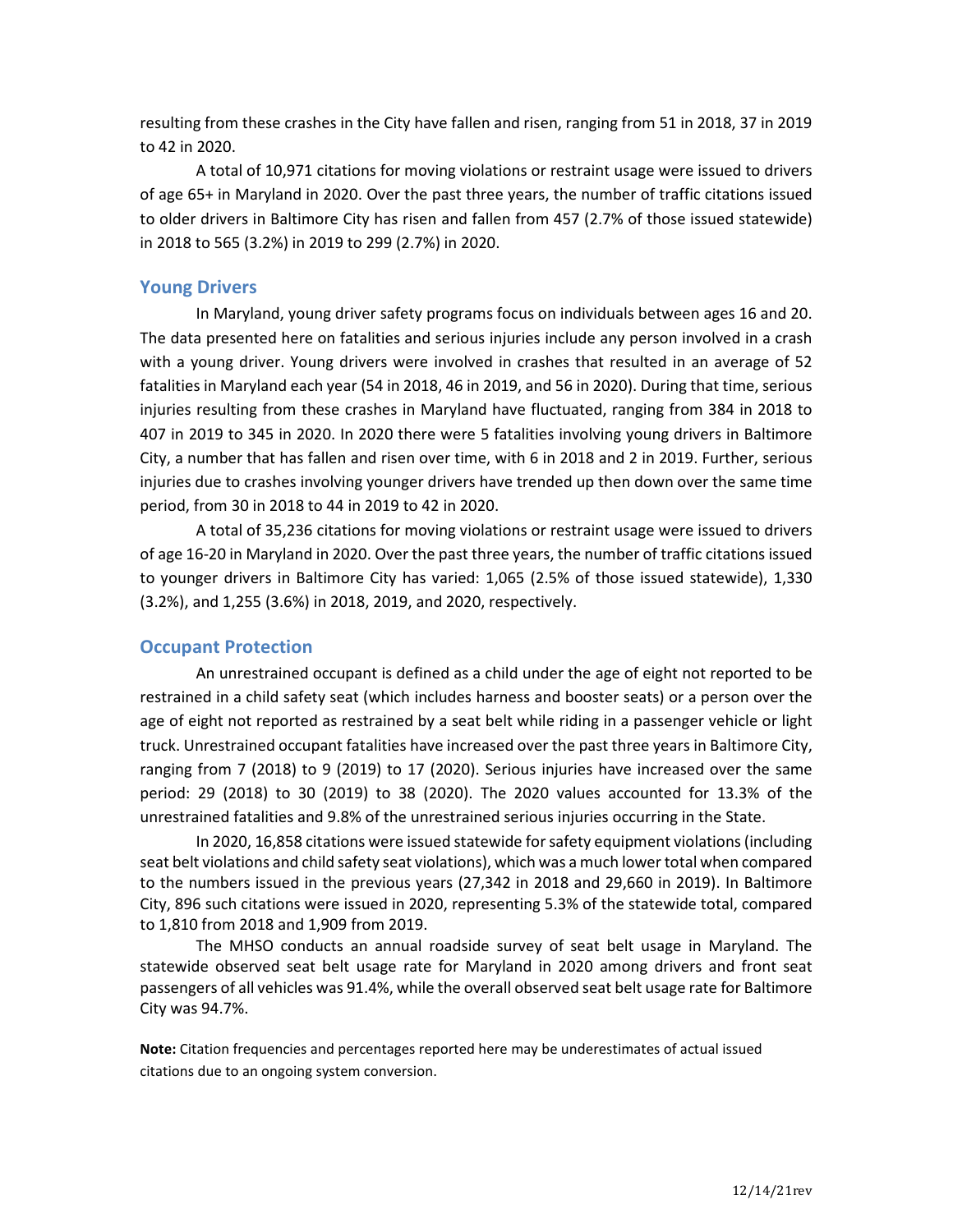resulting from these crashes in the City have fallen and risen, ranging from 51 in 2018, 37 in 2019 to 42 in 2020.

A total of 10,971 citations for moving violations or restraint usage were issued to drivers of age 65+ in Maryland in 2020. Over the past three years, the number of traffic citations issued to older drivers in Baltimore City has risen and fallen from 457 (2.7% of those issued statewide) in 2018 to 565 (3.2%) in 2019 to 299 (2.7%) in 2020.

## Young Drivers

In Maryland, young driver safety programs focus on individuals between ages 16 and 20. The data presented here on fatalities and serious injuries include any person involved in a crash with a young driver. Young drivers were involved in crashes that resulted in an average of 52 fatalities in Maryland each year (54 in 2018, 46 in 2019, and 56 in 2020). During that time, serious injuries resulting from these crashes in Maryland have fluctuated, ranging from 384 in 2018 to 407 in 2019 to 345 in 2020. In 2020 there were 5 fatalities involving young drivers in Baltimore City, a number that has fallen and risen over time, with 6 in 2018 and 2 in 2019. Further, serious injuries due to crashes involving younger drivers have trended up then down over the same time period, from 30 in 2018 to 44 in 2019 to 42 in 2020.

A total of 35,236 citations for moving violations or restraint usage were issued to drivers of age 16-20 in Maryland in 2020. Over the past three years, the number of traffic citations issued to younger drivers in Baltimore City has varied: 1,065 (2.5% of those issued statewide), 1,330 (3.2%), and 1,255 (3.6%) in 2018, 2019, and 2020, respectively.

## Occupant Protection

An unrestrained occupant is defined as a child under the age of eight not reported to be restrained in a child safety seat (which includes harness and booster seats) or a person over the age of eight not reported as restrained by a seat belt while riding in a passenger vehicle or light truck. Unrestrained occupant fatalities have increased over the past three years in Baltimore City, ranging from 7 (2018) to 9 (2019) to 17 (2020). Serious injuries have increased over the same period: 29 (2018) to 30 (2019) to 38 (2020). The 2020 values accounted for 13.3% of the unrestrained fatalities and 9.8% of the unrestrained serious injuries occurring in the State.

In 2020, 16,858 citations were issued statewide for safety equipment violations (including seat belt violations and child safety seat violations), which was a much lower total when compared to the numbers issued in the previous years (27,342 in 2018 and 29,660 in 2019). In Baltimore City, 896 such citations were issued in 2020, representing 5.3% of the statewide total, compared to 1,810 from 2018 and 1,909 from 2019.

The MHSO conducts an annual roadside survey of seat belt usage in Maryland. The statewide observed seat belt usage rate for Maryland in 2020 among drivers and front seat passengers of all vehicles was 91.4%, while the overall observed seat belt usage rate for Baltimore City was 94.7%.

**Note:** Citation frequencies and percentages reported here may be underestimates of actual issued citations due to an ongoing system conversion.

12/14/21rev